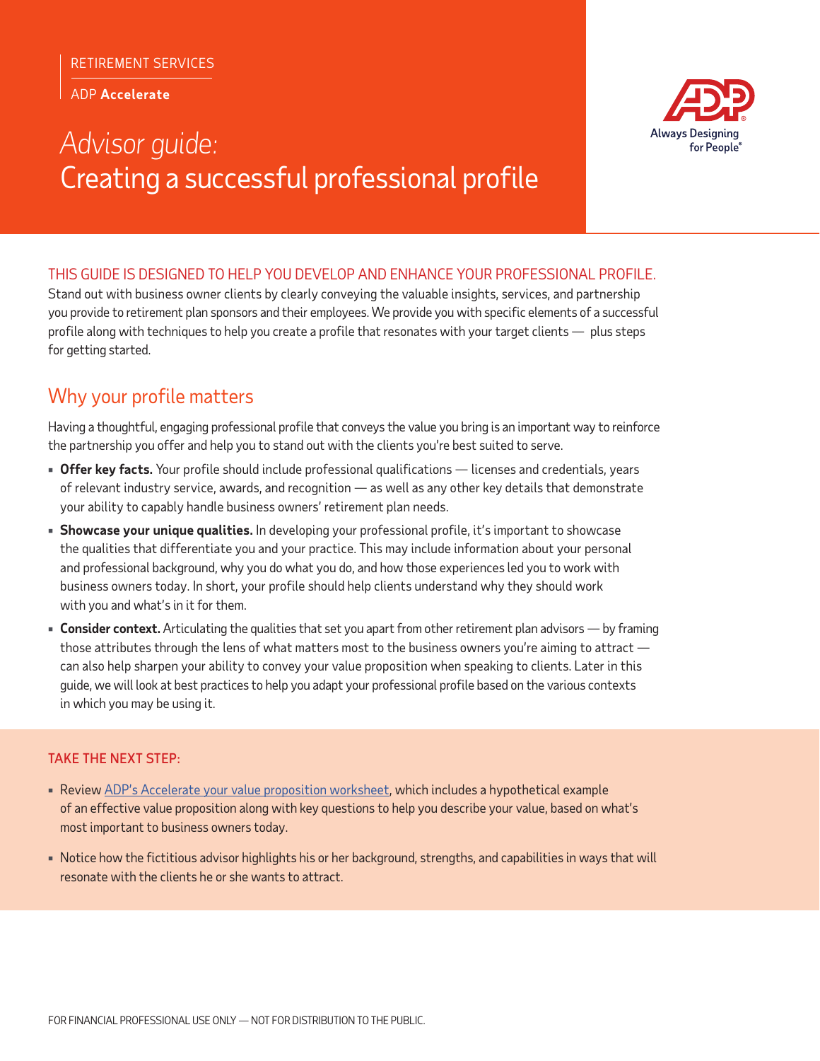RETIREMENT SERVICES

ADP **Accelerate**

# *Advisor guide:* Creating a successful professional profile

Always Designing for People®

THIS GUIDE IS DESIGNED TO HELP YOU DEVELOP AND ENHANCE YOUR PROFESSIONAL PROFILE.

Stand out with business owner clients by clearly conveying the valuable insights, services, and partnership you provide to retirement plan sponsors and their employees. We provide you with specific elements of a successful profile along with techniques to help you create a profile that resonates with your target clients — plus steps for getting started.

## Why your profile matters

Having a thoughtful, engaging professional profile that conveys the value you bring is an important way to reinforce the partnership you offer and help you to stand out with the clients you're best suited to serve.

- **Offer key facts.** Your profile should include professional qualifications — licenses and credentials, years of relevant industry service, awards, and recognition — as well as any other key details that demonstrate your ability to capably handle business owners' retirement plan needs.
- **Showcase your unique qualities.** In developing your professional profile, it's important to showcase the qualities that differentiate you and your practice. This may include information about your personal and professional background, why you do what you do, and how those experiences led you to work with business owners today. In short, your profile should help clients understand why they should work with you and what's in it for them.
- **Consider context.** Articulating the qualities that set you apart from other retirement plan advisors — by framing those attributes through the lens of what matters most to the business owners you're aiming to attract — can also help sharpen your ability to convey your value proposition when speaking to clients. Later in this guide, we will look at best practices to help you adapt your professional profile based on the various contexts in which you may be using it.

TAKE THE NEXT STEP:

- Review ADP's Accelerate your value proposition worksheet, which includes a hypothetical example of an effective value proposition along with key questions to help you describe your value, based on what's most important to business owners today.
- Notice how the fictitious advisor highlights his or her background, strengths, and capabilities in ways that will resonate with the clients he or she wants to attract.

FOR FINANCIAL PROFESSIONAL USE ONLY — NOT FOR DISTRIBUTION TO THE PUBLIC.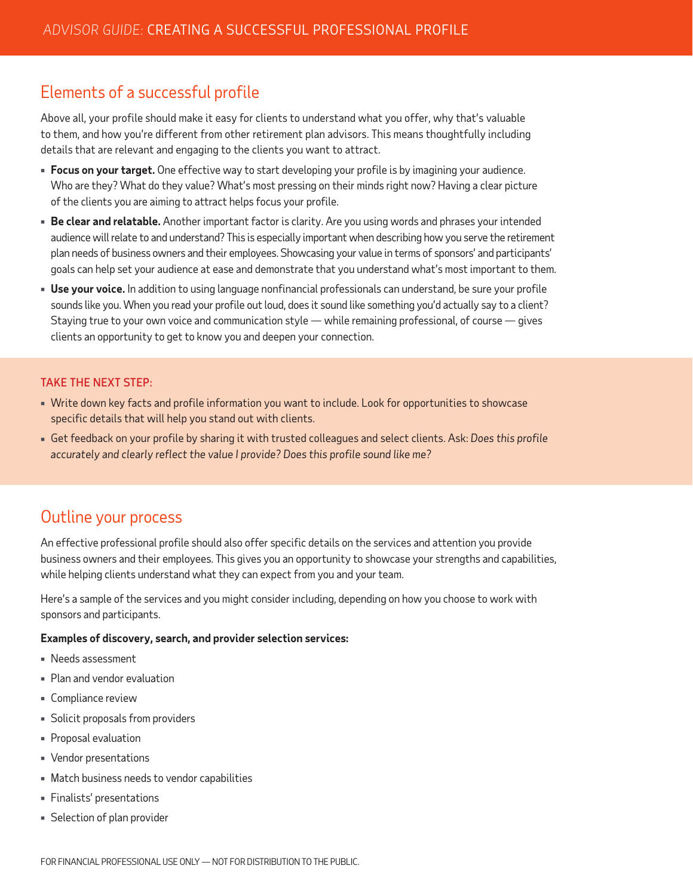## Elements of a successful profile

Above all, your profile should make it easy for clients to understand what you offer, why that's valuable to them, and how you're different from other retirement plan advisors. This means thoughtfully including details that are relevant and engaging to the clients you want to attract.

- **Focus on your target.** One effective way to start developing your profile is by imagining your audience. Who are they? What do they value? What's most pressing on their minds right now? Having a clear picture of the clients you are aiming to attract helps focus your profile.
- **Be clear and relatable.** Another important factor is clarity. Are you using words and phrases your intended audience will relate to and understand? This is especially important when describing how you serve the retirement plan needs of business owners and their employees. Showcasing your value in terms of sponsors' and participants' goals can help set your audience at ease and demonstrate that you understand what's most important to them.
- **Use your voice.** In addition to using language nonfinancial professionals can understand, be sure your profile sounds like you. When you read your profile out loud, does it sound like something you'd actually say to a client? Staying true to your own voice and communication style — while remaining professional, of course — gives clients an opportunity to get to know you and deepen your connection.

### TAKE THE NEXT STEP:

- Write down key facts and profile information you want to include. Look for opportunities to showcase specific details that will help you stand out with clients.
- Get feedback on your profile by sharing it with trusted colleagues and select clients. Ask: *Does this profile accurately and clearly reflect the value I provide? Does this profile sound like me?*

## Outline your process

An effective professional profile should also offer specific details on the services and attention you provide business owners and their employees. This gives you an opportunity to showcase your strengths and capabilities, while helping clients understand what they can expect from you and your team.

Here's a sample of the services and you might consider including, depending on how you choose to work with sponsors and participants.

**Examples of discovery, search, and provider selection services:**

- Needs assessment
- Plan and vendor evaluation
- Compliance review
- Solicit proposals from providers
- Proposal evaluation
- Vendor presentations
- Match business needs to vendor capabilities
- Finalists' presentations
- Selection of plan provider

FOR FINANCIAL PROFESSIONAL USE ONLY — NOT FOR DISTRIBUTION TO THE PUBLIC.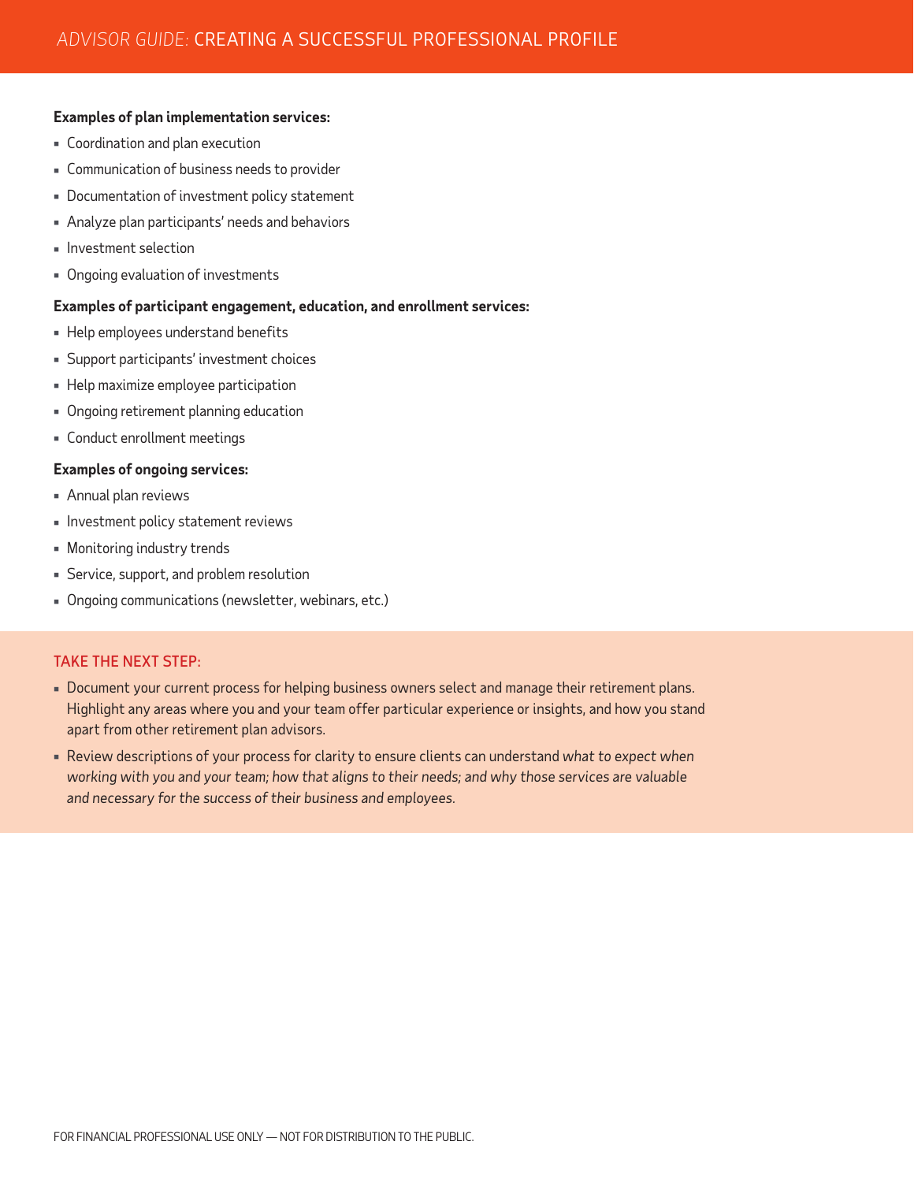**Examples of plan implementation services:**

- Coordination and plan execution
- Communication of business needs to provider
- Documentation of investment policy statement
- Analyze plan participants' needs and behaviors
- Investment selection
- Ongoing evaluation of investments

**Examples of participant engagement, education, and enrollment services:**

- Help employees understand benefits
- Support participants' investment choices
- Help maximize employee participation
- Ongoing retirement planning education
- Conduct enrollment meetings

**Examples of ongoing services:**

- Annual plan reviews
- Investment policy statement reviews
- Monitoring industry trends
- Service, support, and problem resolution
- Ongoing communications (newsletter, webinars, etc.)

## TAKE THE NEXT STEP:

- Document your current process for helping business owners select and manage their retirement plans. Highlight any areas where you and your team offer particular experience or insights, and how you stand apart from other retirement plan advisors.
- Review descriptions of your process for clarity to ensure clients can understand *what to expect when working with you and your team; how that aligns to their needs; and why those services are valuable and necessary for the success of their business and employees.*

FOR FINANCIAL PROFESSIONAL USE ONLY — NOT FOR DISTRIBUTION TO THE PUBLIC.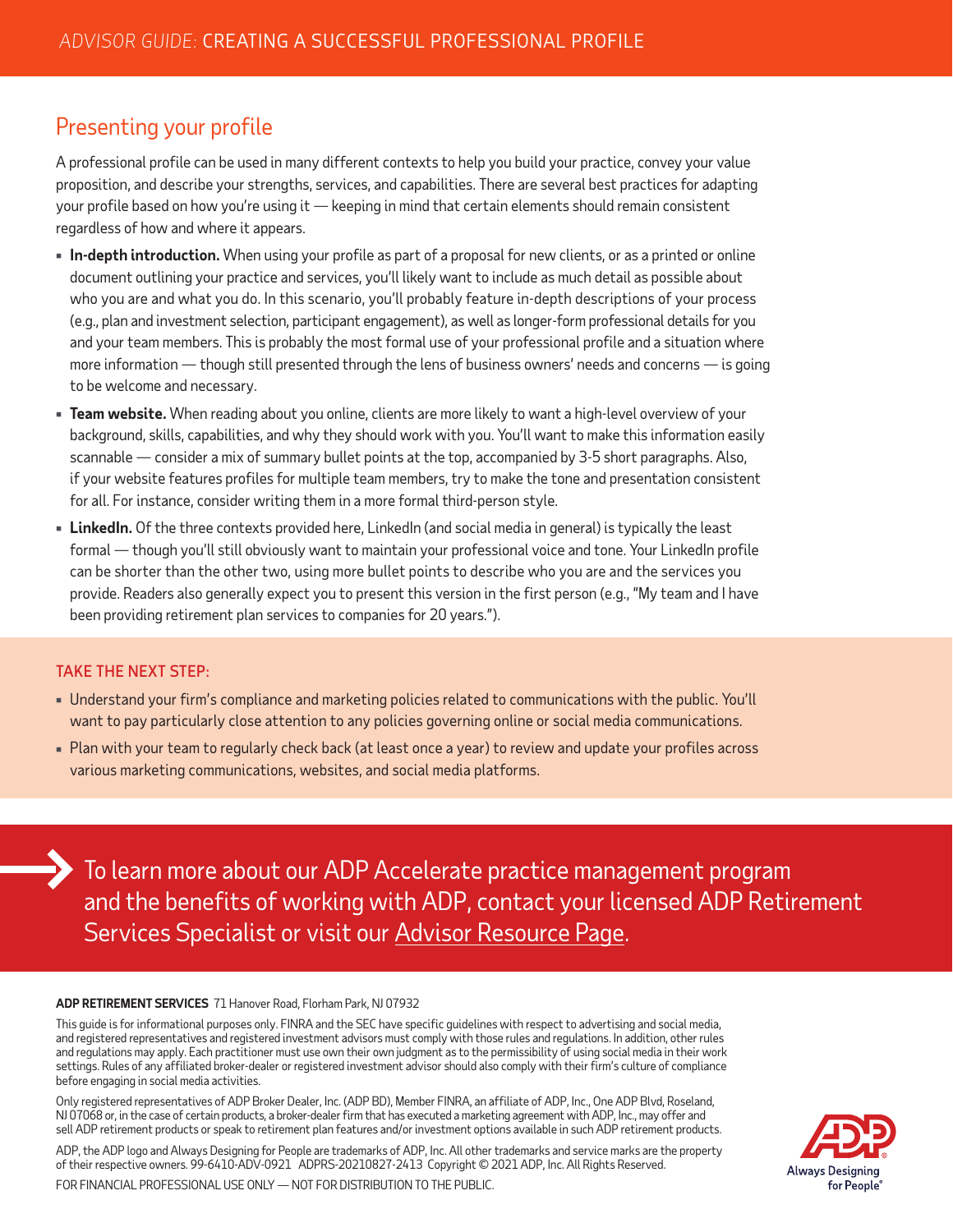## Presenting your profile

A professional profile can be used in many different contexts to help you build your practice, convey your value proposition, and describe your strengths, services, and capabilities. There are several best practices for adapting your profile based on how you're using it — keeping in mind that certain elements should remain consistent regardless of how and where it appears.

- **In-depth introduction.** When using your profile as part of a proposal for new clients, or as a printed or online document outlining your practice and services, you'll likely want to include as much detail as possible about who you are and what you do. In this scenario, you'll probably feature in-depth descriptions of your process (e.g., plan and investment selection, participant engagement), as well as longer-form professional details for you and your team members. This is probably the most formal use of your professional profile and a situation where more information — though still presented through the lens of business owners' needs and concerns — is going to be welcome and necessary.
- **Team website.** When reading about you online, clients are more likely to want a high-level overview of your background, skills, capabilities, and why they should work with you. You'll want to make this information easily scannable — consider a mix of summary bullet points at the top, accompanied by 3-5 short paragraphs. Also, if your website features profiles for multiple team members, try to make the tone and presentation consistent for all. For instance, consider writing them in a more formal third-person style.
- **LinkedIn.** Of the three contexts provided here, LinkedIn (and social media in general) is typically the least formal — though you'll still obviously want to maintain your professional voice and tone. Your LinkedIn profile can be shorter than the other two, using more bullet points to describe who you are and the services you provide. Readers also generally expect you to present this version in the first person (e.g., "My team and I have been providing retirement plan services to companies for 20 years.").

### TAKE THE NEXT STEP:

- Understand your firm's compliance and marketing policies related to communications with the public. You'll want to pay particularly close attention to any policies governing online or social media communications.
- Plan with your team to regularly check back (at least once a year) to review and update your profiles across various marketing communications, websites, and social media platforms.

To learn more about our ADP Accelerate practice management program and the benefits of working with ADP, contact your licensed ADP Retirement Services Specialist or visit our Advisor Resource Page.

**ADP RETIREMENT SERVICES** 71 Hanover Road, Florham Park, NJ 07932

This guide is for informational purposes only. FINRA and the SEC have specific guidelines with respect to advertising and social media, and registered representatives and registered investment advisors must comply with those rules and regulations. In addition, other rules and regulations may apply. Each practitioner must use own their own judgment as to the permissibility of using social media in their work settings. Rules of any affiliated broker-dealer or registered investment advisor should also comply with their firm's culture of compliance before engaging in social media activities.

Only registered representatives of ADP Broker Dealer, Inc. (ADP BD), Member FINRA, an affiliate of ADP, Inc., One ADP Blvd, Roseland, NJ 07068 or, in the case of certain products, a broker-dealer firm that has executed a marketing agreement with ADP, Inc., may offer and sell ADP retirement products or speak to retirement plan features and/or investment options available in such ADP retirement products.

ADP, the ADP logo and Always Designing for People are trademarks of ADP, Inc. All other trademarks and service marks are the property of their respective owners. 99-6410-ADV-0921 ADPRS-20210827-2413 Copyright © 2021 ADP, Inc. All Rights Reserved.

FOR FINANCIAL PROFESSIONAL USE ONLY — NOT FOR DISTRIBUTION TO THE PUBLIC.

Always Designing for People®